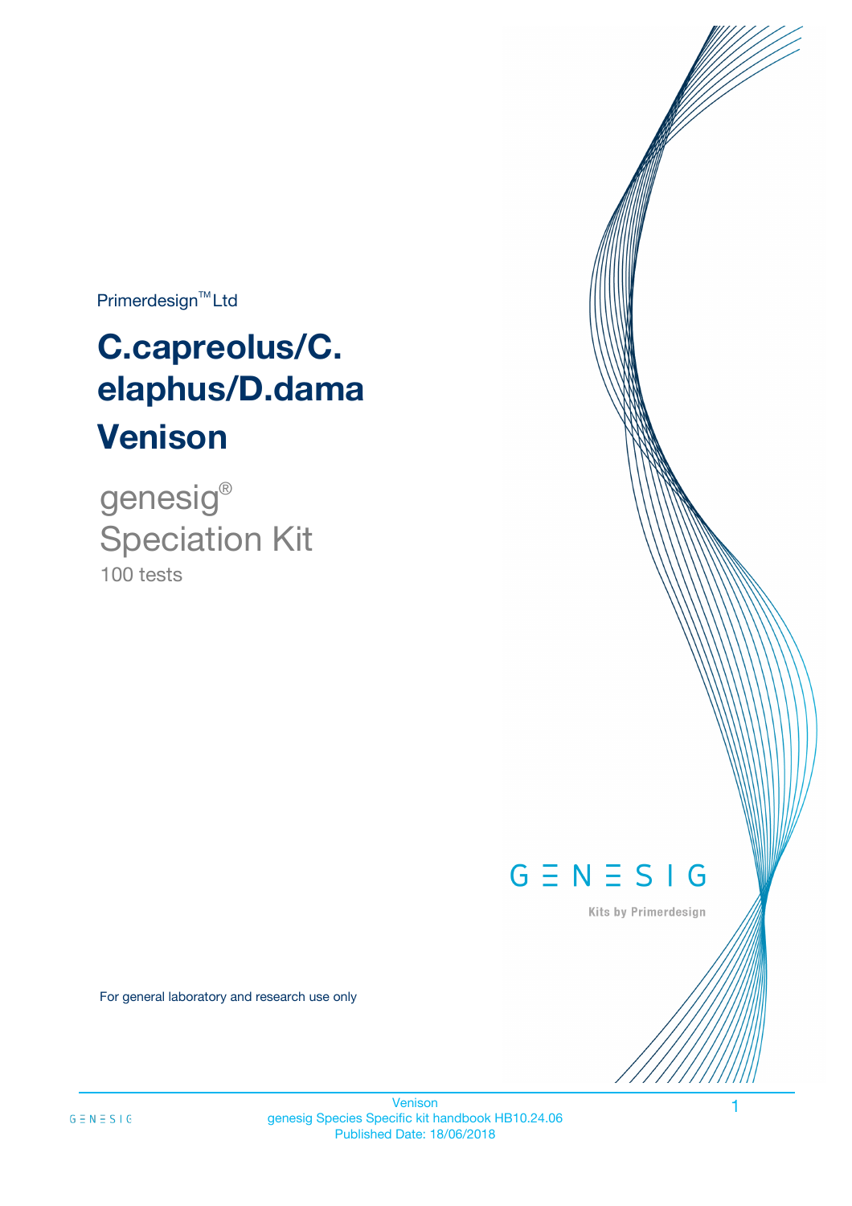Primerdesign™ Ltd

# C.capreolus/C. elaphus/D.dama

# Venison

genesig®

Speciation Kit

100 tests

GENESIG

Kits by Primerdesign

For general laboratory and research use only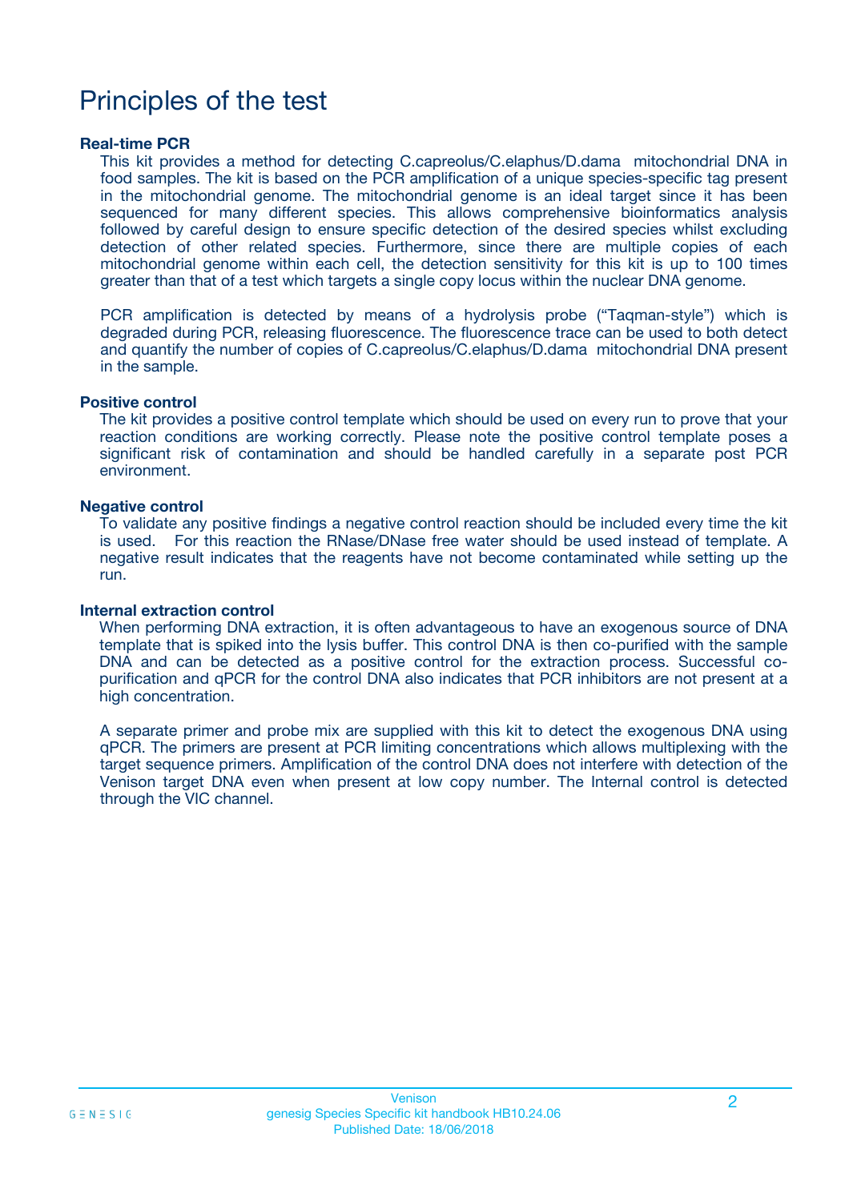# Principles of the test

### Real-time PCR

This kit provides a method for detecting C.capreolus/C.elaphus/D.dama mitochondrial DNA in food samples. The kit is based on the PCR amplification of a unique species-specific tag present in the mitochondrial genome. The mitochondrial genome is an ideal target since it has been sequenced for many different species. This allows comprehensive bioinformatics analysis followed by careful design to ensure specific detection of the desired species whilst excluding detection of other related species. Furthermore, since there are multiple copies of each mitochondrial genome within each cell, the detection sensitivity for this kit is up to 100 times greater than that of a test which targets a single copy locus within the nuclear DNA genome.

PCR amplification is detected by means of a hydrolysis probe ("Taqman-style") which is degraded during PCR, releasing fluorescence. The fluorescence trace can be used to both detect and quantify the number of copies of C.capreolus/C.elaphus/D.dama mitochondrial DNA present in the sample.

### Positive control

The kit provides a positive control template which should be used on every run to prove that your reaction conditions are working correctly. Please note the positive control template poses a significant risk of contamination and should be handled carefully in a separate post PCR environment.

### Negative control

To validate any positive findings a negative control reaction should be included every time the kit is used. For this reaction the RNase/DNase free water should be used instead of template. A negative result indicates that the reagents have not become contaminated while setting up the run.

### Internal extraction control

When performing DNA extraction, it is often advantageous to have an exogenous source of DNA template that is spiked into the lysis buffer. This control DNA is then co-purified with the sample DNA and can be detected as a positive control for the extraction process. Successful co-purification and qPCR for the control DNA also indicates that PCR inhibitors are not present at a high concentration.

A separate primer and probe mix are supplied with this kit to detect the exogenous DNA using qPCR. The primers are present at PCR limiting concentrations which allows multiplexing with the target sequence primers. Amplification of the control DNA does not interfere with detection of the Venison target DNA even when present at low copy number. The Internal control is detected through the VIC channel.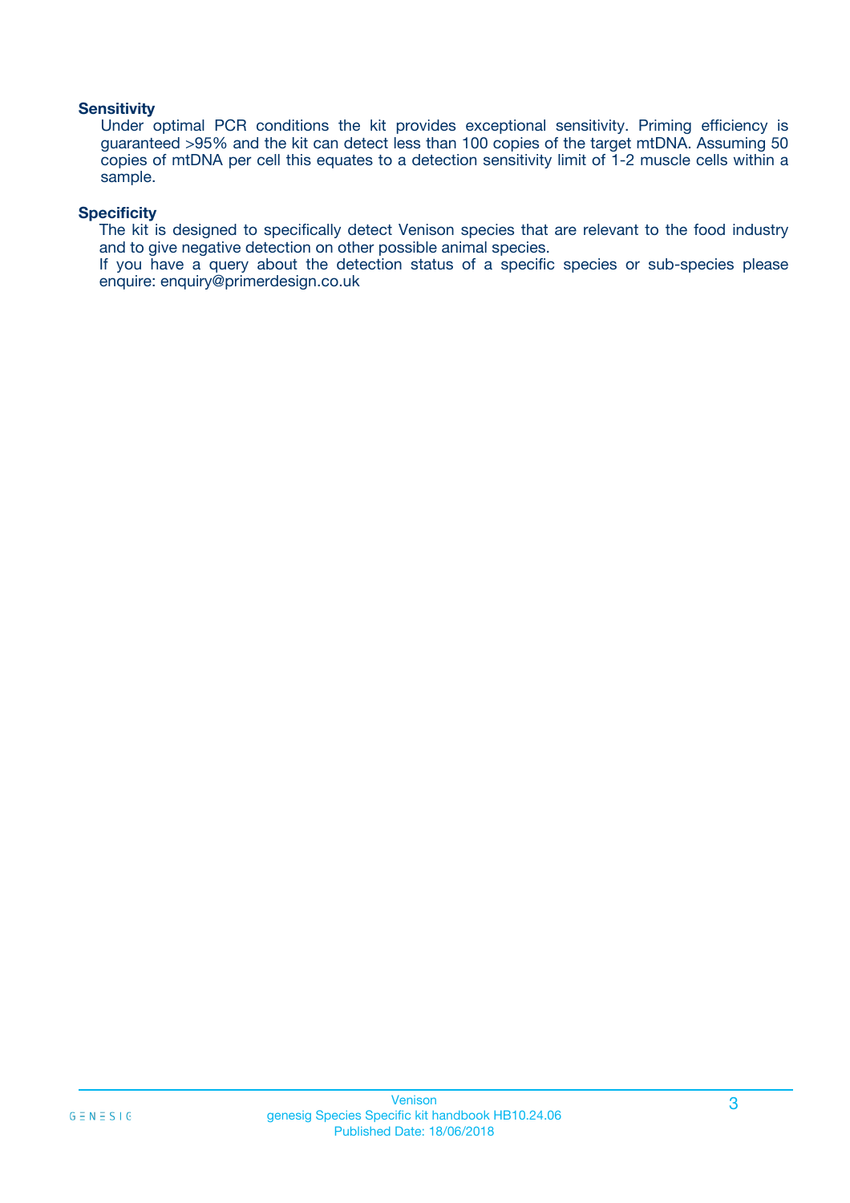### Sensitivity

Under optimal PCR conditions the kit provides exceptional sensitivity. Priming efficiency is guaranteed >95% and the kit can detect less than 100 copies of the target mtDNA. Assuming 50 copies of mtDNA per cell this equates to a detection sensitivity limit of 1-2 muscle cells within a sample.

### Specificity

The kit is designed to specifically detect Venison species that are relevant to the food industry and to give negative detection on other possible animal species.
If you have a query about the detection status of a specific species or sub-species please enquire: enquiry@primerdesign.co.uk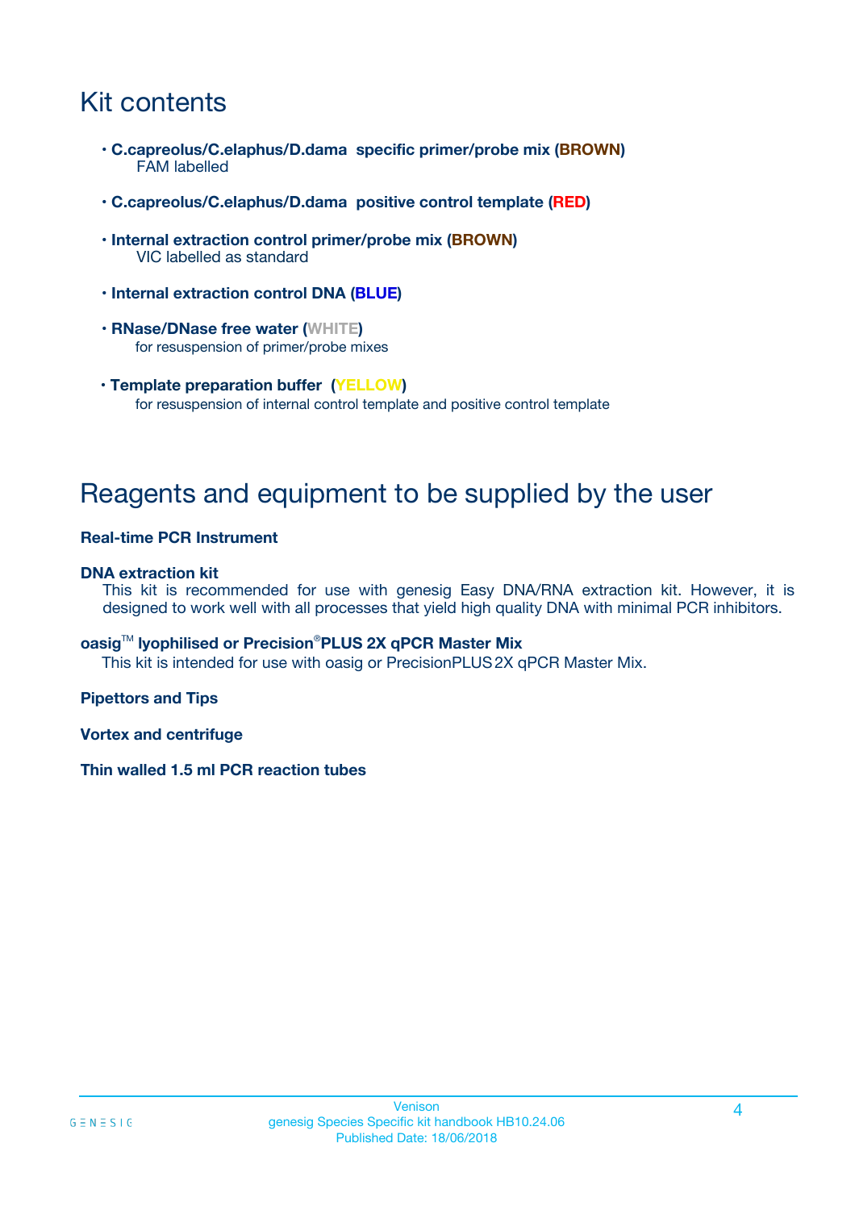# Kit contents

- **C.capreolus/C.elaphus/D.dama specific primer/probe mix (BROWN)**
  FAM labelled
- **C.capreolus/C.elaphus/D.dama positive control template (RED)**
- **Internal extraction control primer/probe mix (BROWN)**
  VIC labelled as standard
- **Internal extraction control DNA (BLUE)**
- **RNase/DNase free water (WHITE)**
  for resuspension of primer/probe mixes
- **Template preparation buffer (YELLOW)**
  for resuspension of internal control template and positive control template

# Reagents and equipment to be supplied by the user

**Real-time PCR Instrument**

**DNA extraction kit**

This kit is recommended for use with genesig Easy DNA/RNA extraction kit. However, it is designed to work well with all processes that yield high quality DNA with minimal PCR inhibitors.

**oasig™ lyophilised or Precision®PLUS 2X qPCR Master Mix**

This kit is intended for use with oasig or PrecisionPLUS 2X qPCR Master Mix.

**Pipettors and Tips**

**Vortex and centrifuge**

**Thin walled 1.5 ml PCR reaction tubes**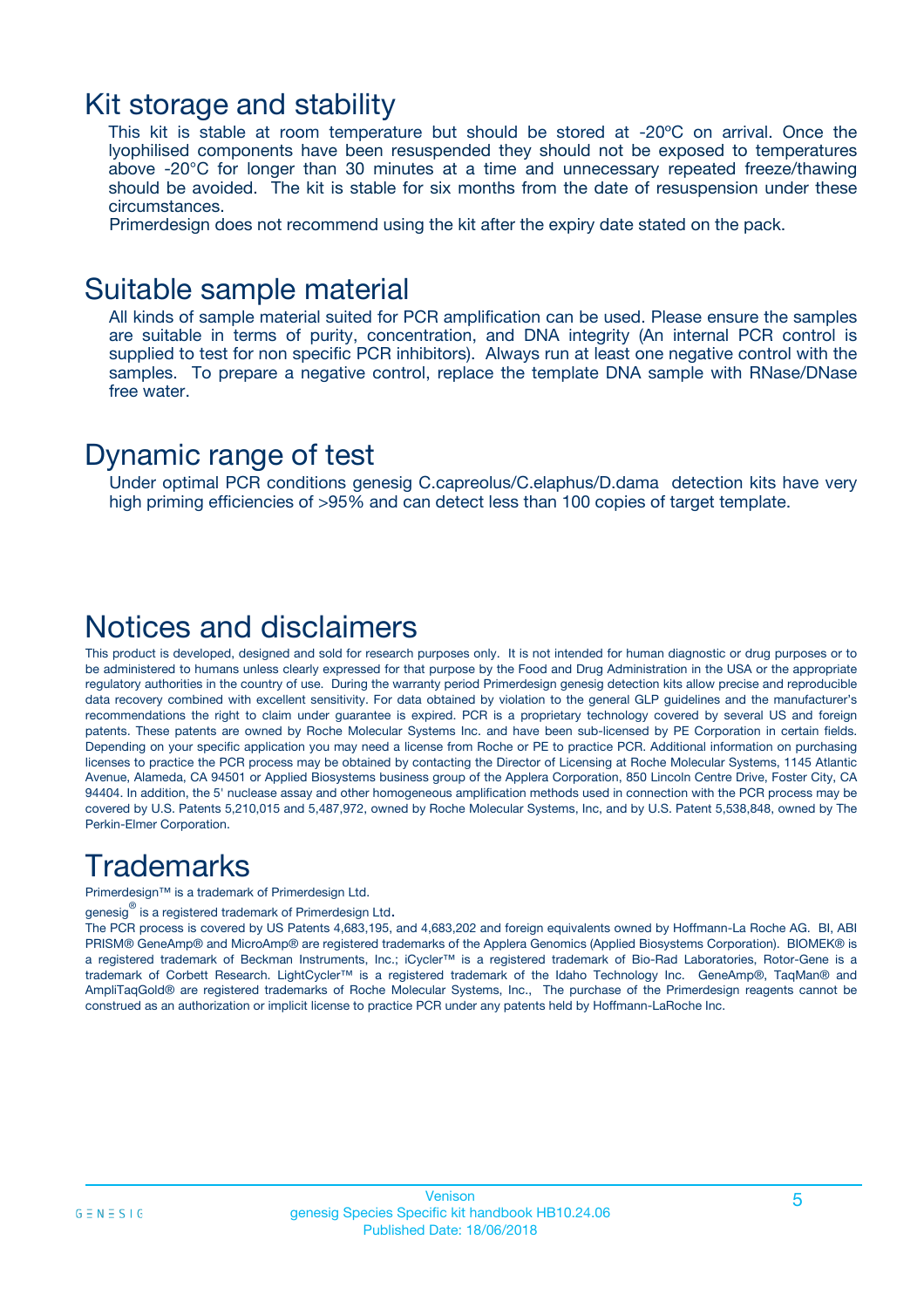## Kit storage and stability

This kit is stable at room temperature but should be stored at -20ºC on arrival. Once the lyophilised components have been resuspended they should not be exposed to temperatures above -20°C for longer than 30 minutes at a time and unnecessary repeated freeze/thawing should be avoided. The kit is stable for six months from the date of resuspension under these circumstances.

Primerdesign does not recommend using the kit after the expiry date stated on the pack.

## Suitable sample material

All kinds of sample material suited for PCR amplification can be used. Please ensure the samples are suitable in terms of purity, concentration, and DNA integrity (An internal PCR control is supplied to test for non specific PCR inhibitors). Always run at least one negative control with the samples. To prepare a negative control, replace the template DNA sample with RNase/DNase free water.

## Dynamic range of test

Under optimal PCR conditions genesig C.capreolus/C.elaphus/D.dama detection kits have very high priming efficiencies of >95% and can detect less than 100 copies of target template.

## Notices and disclaimers

This product is developed, designed and sold for research purposes only. It is not intended for human diagnostic or drug purposes or to be administered to humans unless clearly expressed for that purpose by the Food and Drug Administration in the USA or the appropriate regulatory authorities in the country of use. During the warranty period Primerdesign genesig detection kits allow precise and reproducible data recovery combined with excellent sensitivity. For data obtained by violation to the general GLP guidelines and the manufacturer's recommendations the right to claim under guarantee is expired. PCR is a proprietary technology covered by several US and foreign patents. These patents are owned by Roche Molecular Systems Inc. and have been sub-licensed by PE Corporation in certain fields. Depending on your specific application you may need a license from Roche or PE to practice PCR. Additional information on purchasing licenses to practice the PCR process may be obtained by contacting the Director of Licensing at Roche Molecular Systems, 1145 Atlantic Avenue, Alameda, CA 94501 or Applied Biosystems business group of the Applera Corporation, 850 Lincoln Centre Drive, Foster City, CA 94404. In addition, the 5' nuclease assay and other homogeneous amplification methods used in connection with the PCR process may be covered by U.S. Patents 5,210,015 and 5,487,972, owned by Roche Molecular Systems, Inc, and by U.S. Patent 5,538,848, owned by The Perkin-Elmer Corporation.

## Trademarks

Primerdesign™ is a trademark of Primerdesign Ltd.

genesig® is a registered trademark of Primerdesign Ltd.

The PCR process is covered by US Patents 4,683,195, and 4,683,202 and foreign equivalents owned by Hoffmann-La Roche AG. BI, ABI PRISM® GeneAmp® and MicroAmp® are registered trademarks of the Applera Genomics (Applied Biosystems Corporation). BIOMEK® is a registered trademark of Beckman Instruments, Inc.; iCycler™ is a registered trademark of Bio-Rad Laboratories, Rotor-Gene is a trademark of Corbett Research. LightCycler™ is a registered trademark of the Idaho Technology Inc. GeneAmp®, TaqMan® and AmpliTaqGold® are registered trademarks of Roche Molecular Systems, Inc., The purchase of the Primerdesign reagents cannot be construed as an authorization or implicit license to practice PCR under any patents held by Hoffmann-LaRoche Inc.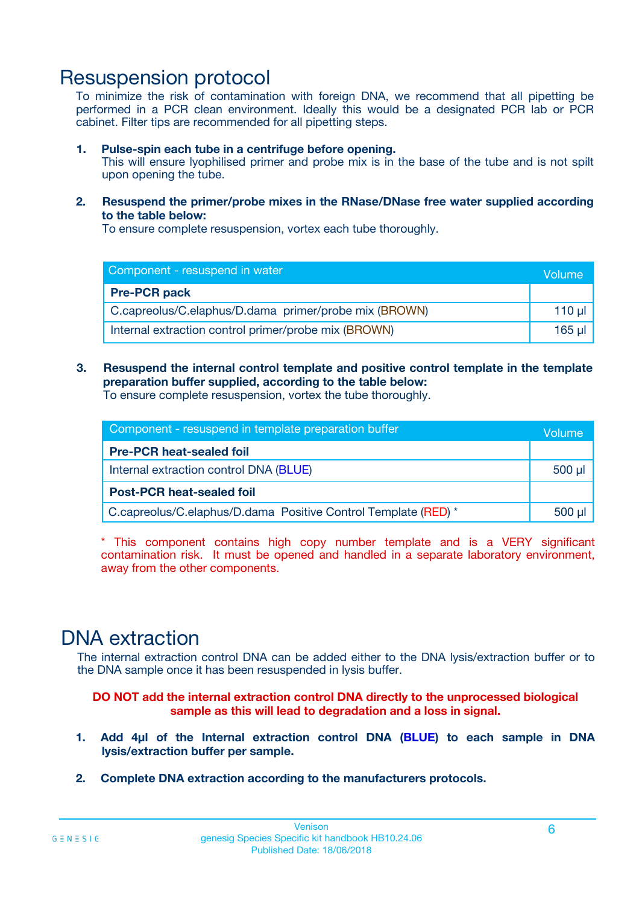# Resuspension protocol

To minimize the risk of contamination with foreign DNA, we recommend that all pipetting be performed in a PCR clean environment. Ideally this would be a designated PCR lab or PCR cabinet. Filter tips are recommended for all pipetting steps.

1. **Pulse-spin each tube in a centrifuge before opening.**
   This will ensure lyophilised primer and probe mix is in the base of the tube and is not spilt upon opening the tube.

2. **Resuspend the primer/probe mixes in the RNase/DNase free water supplied according to the table below:**
   To ensure complete resuspension, vortex each tube thoroughly.

| Component - resuspend in water | Volume |
|---|---|
| **Pre-PCR pack** | |
| C.capreolus/C.elaphus/D.dama primer/probe mix (BROWN) | 110 µl |
| Internal extraction control primer/probe mix (BROWN) | 165 µl |

3. **Resuspend the internal control template and positive control template in the template preparation buffer supplied, according to the table below:**
   To ensure complete resuspension, vortex the tube thoroughly.

| Component - resuspend in template preparation buffer | Volume |
|---|---|
| **Pre-PCR heat-sealed foil** | |
| Internal extraction control DNA (BLUE) | 500 µl |
| **Post-PCR heat-sealed foil** | |
| C.capreolus/C.elaphus/D.dama Positive Control Template (RED) * | 500 µl |

* This component contains high copy number template and is a VERY significant contamination risk. It must be opened and handled in a separate laboratory environment, away from the other components.

# DNA extraction

The internal extraction control DNA can be added either to the DNA lysis/extraction buffer or to the DNA sample once it has been resuspended in lysis buffer.

**DO NOT add the internal extraction control DNA directly to the unprocessed biological sample as this will lead to degradation and a loss in signal.**

1. **Add 4µl of the Internal extraction control DNA (BLUE) to each sample in DNA lysis/extraction buffer per sample.**

2. **Complete DNA extraction according to the manufacturers protocols.**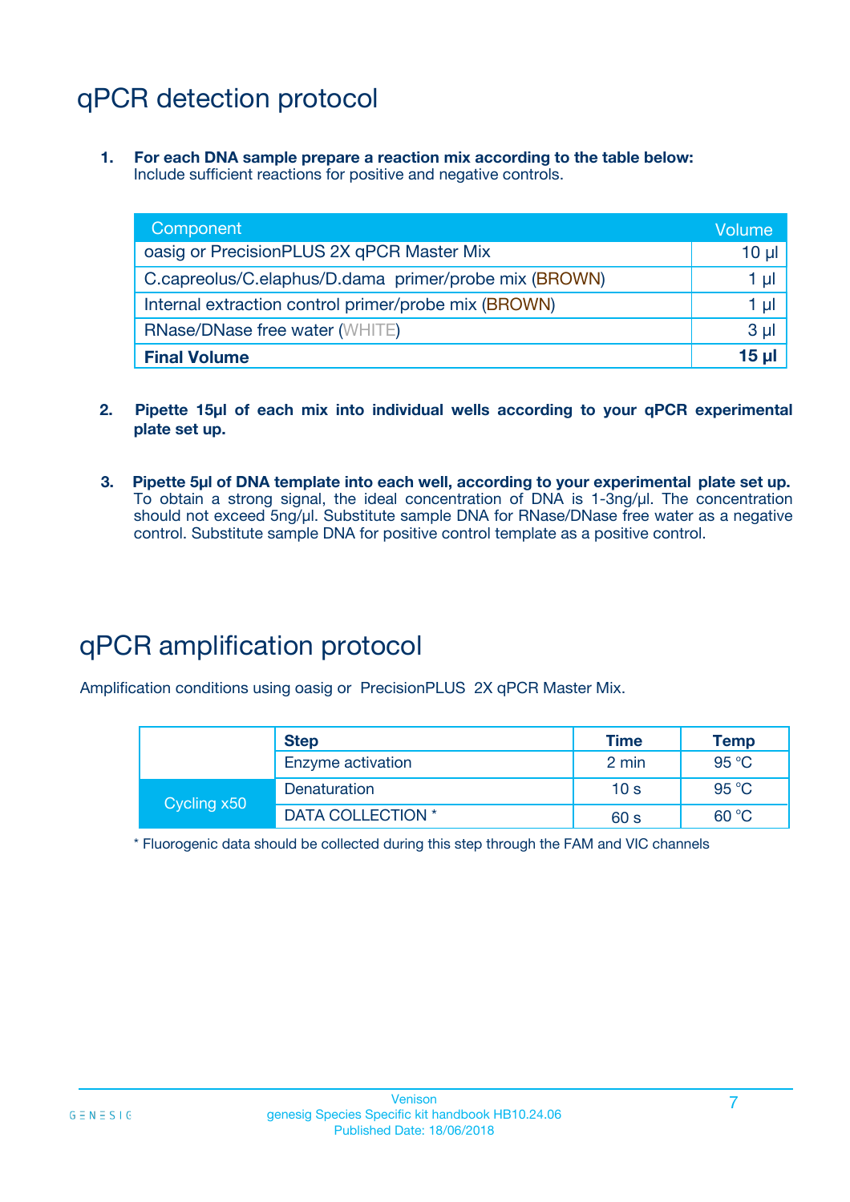# qPCR detection protocol

1. **For each DNA sample prepare a reaction mix according to the table below:**
   Include sufficient reactions for positive and negative controls.

| Component | Volume |
|---|---|
| oasig or PrecisionPLUS 2X qPCR Master Mix | 10 µl |
| C.capreolus/C.elaphus/D.dama primer/probe mix (BROWN) | 1 µl |
| Internal extraction control primer/probe mix (BROWN) | 1 µl |
| RNase/DNase free water (WHITE) | 3 µl |
| **Final Volume** | **15 µl** |

2. **Pipette 15µl of each mix into individual wells according to your qPCR experimental plate set up.**

3. **Pipette 5µl of DNA template into each well, according to your experimental plate set up.** To obtain a strong signal, the ideal concentration of DNA is 1-3ng/µl. The concentration should not exceed 5ng/µl. Substitute sample DNA for RNase/DNase free water as a negative control. Substitute sample DNA for positive control template as a positive control.

# qPCR amplification protocol

Amplification conditions using oasig or PrecisionPLUS 2X qPCR Master Mix.

| | Step | Time | Temp |
|---|---|---|---|
| | Enzyme activation | 2 min | 95 °C |
| Cycling x50 | Denaturation | 10 s | 95 °C |
| | DATA COLLECTION * | 60 s | 60 °C |

* Fluorogenic data should be collected during this step through the FAM and VIC channels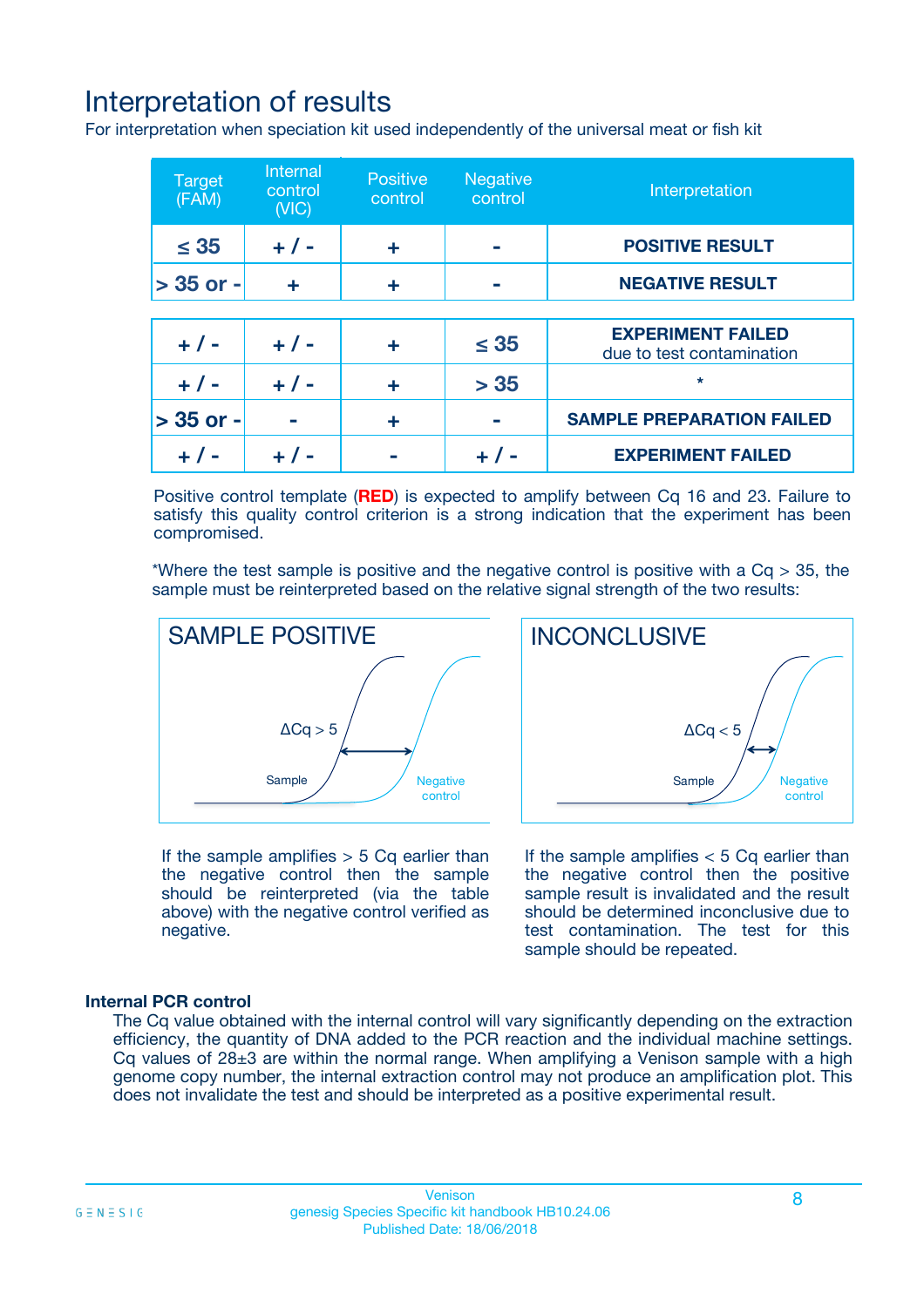# Interpretation of results

For interpretation when speciation kit used independently of the universal meat or fish kit

| Target (FAM) | Internal control (VIC) | Positive control | Negative control | Interpretation |
|---|---|---|---|---|
| ≤ 35 | + / - | + | - | **POSITIVE RESULT** |
| > 35 or - | + | + | - | **NEGATIVE RESULT** |
| + / - | + / - | + | ≤ 35 | **EXPERIMENT FAILED** due to test contamination |
| + / - | + / - | + | > 35 | * |
| > 35 or - | - | + | - | **SAMPLE PREPARATION FAILED** |
| + / - | + / - | - | + / - | **EXPERIMENT FAILED** |

Positive control template (**RED**) is expected to amplify between Cq 16 and 23. Failure to satisfy this quality control criterion is a strong indication that the experiment has been compromised.

*Where the test sample is positive and the negative control is positive with a Cq > 35, the sample must be reinterpreted based on the relative signal strength of the two results:

SAMPLE POSITIVE

ΔCq > 5

Sample

Negative control

If the sample amplifies > 5 Cq earlier than the negative control then the sample should be reinterpreted (via the table above) with the negative control verified as negative.

INCONCLUSIVE

ΔCq < 5

Sample

Negative control

If the sample amplifies < 5 Cq earlier than the negative control then the positive sample result is invalidated and the result should be determined inconclusive due to test contamination. The test for this sample should be repeated.

### Internal PCR control

The Cq value obtained with the internal control will vary significantly depending on the extraction efficiency, the quantity of DNA added to the PCR reaction and the individual machine settings. Cq values of 28±3 are within the normal range. When amplifying a Venison sample with a high genome copy number, the internal extraction control may not produce an amplification plot. This does not invalidate the test and should be interpreted as a positive experimental result.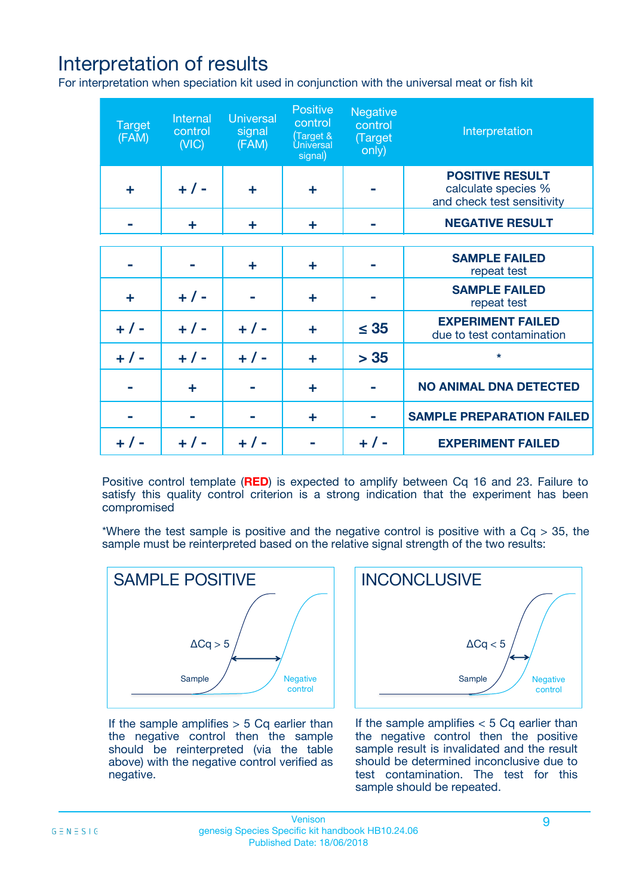# Interpretation of results

For interpretation when speciation kit used in conjunction with the universal meat or fish kit

| Target (FAM) | Internal control (VIC) | Universal signal (FAM) | Positive control (Target & Universal signal) | Negative control (Target only) | Interpretation |
|---|---|---|---|---|---|
| + | + / - | + | + | - | **POSITIVE RESULT** calculate species % and check test sensitivity |
| - | + | + | + | - | **NEGATIVE RESULT** |
| - | - | + | + | - | **SAMPLE FAILED** repeat test |
| + | + / - | - | + | - | **SAMPLE FAILED** repeat test |
| + / - | + / - | + / - | + | ≤ 35 | **EXPERIMENT FAILED** due to test contamination |
| + / - | + / - | + / - | + | > 35 | * |
| - | + | - | + | - | **NO ANIMAL DNA DETECTED** |
| - | - | - | + | - | **SAMPLE PREPARATION FAILED** |
| + / - | + / - | + / - | - | + / - | **EXPERIMENT FAILED** |

Positive control template (**RED**) is expected to amplify between Cq 16 and 23. Failure to satisfy this quality control criterion is a strong indication that the experiment has been compromised

*Where the test sample is positive and the negative control is positive with a Cq > 35, the sample must be reinterpreted based on the relative signal strength of the two results:

**SAMPLE POSITIVE**

$\Delta Cq > 5$

Sample — Negative control

If the sample amplifies > 5 Cq earlier than the negative control then the sample should be reinterpreted (via the table above) with the negative control verified as negative.

**INCONCLUSIVE**

$\Delta Cq < 5$

Sample — Negative control

If the sample amplifies < 5 Cq earlier than the negative control then the positive sample result is invalidated and the result should be determined inconclusive due to test contamination. The test for this sample should be repeated.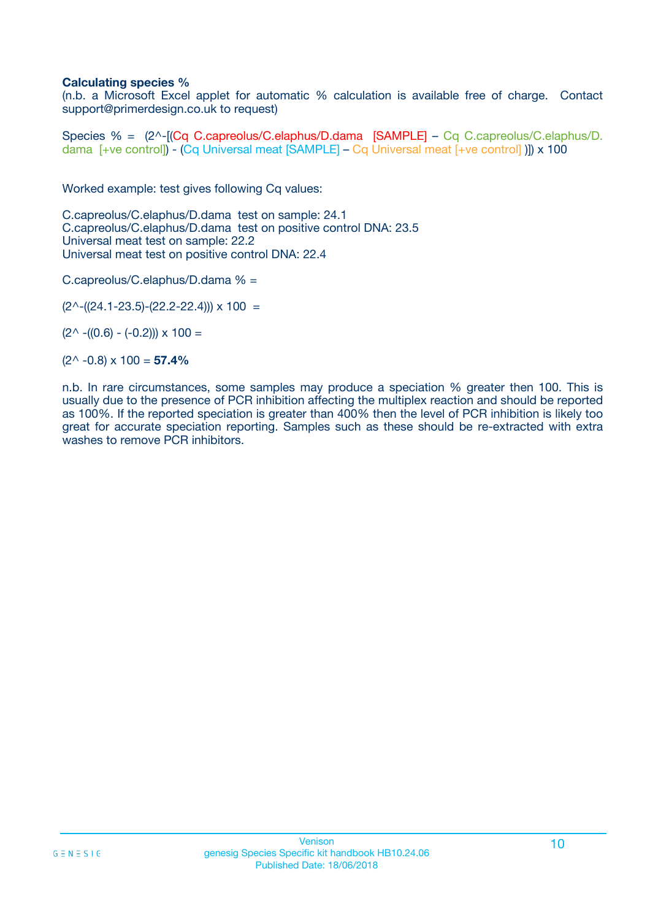**Calculating species %**

(n.b. a Microsoft Excel applet for automatic % calculation is available free of charge. Contact support@primerdesign.co.uk to request)

Species % = (2^-[(Cq C.capreolus/C.elaphus/D.dama [SAMPLE] – Cq C.capreolus/C.elaphus/D.dama [+ve control]) - (Cq Universal meat [SAMPLE] – Cq Universal meat [+ve control] )]) x 100

Worked example: test gives following Cq values:

C.capreolus/C.elaphus/D.dama test on sample: 24.1
C.capreolus/C.elaphus/D.dama test on positive control DNA: 23.5
Universal meat test on sample: 22.2
Universal meat test on positive control DNA: 22.4

C.capreolus/C.elaphus/D.dama % =

(2^-((24.1-23.5)-(22.2-22.4))) x 100 =

(2^ -((0.6) - (-0.2))) x 100 =

(2^ -0.8) x 100 = **57.4%**

n.b. In rare circumstances, some samples may produce a speciation % greater then 100. This is usually due to the presence of PCR inhibition affecting the multiplex reaction and should be reported as 100%. If the reported speciation is greater than 400% then the level of PCR inhibition is likely too great for accurate speciation reporting. Samples such as these should be re-extracted with extra washes to remove PCR inhibitors.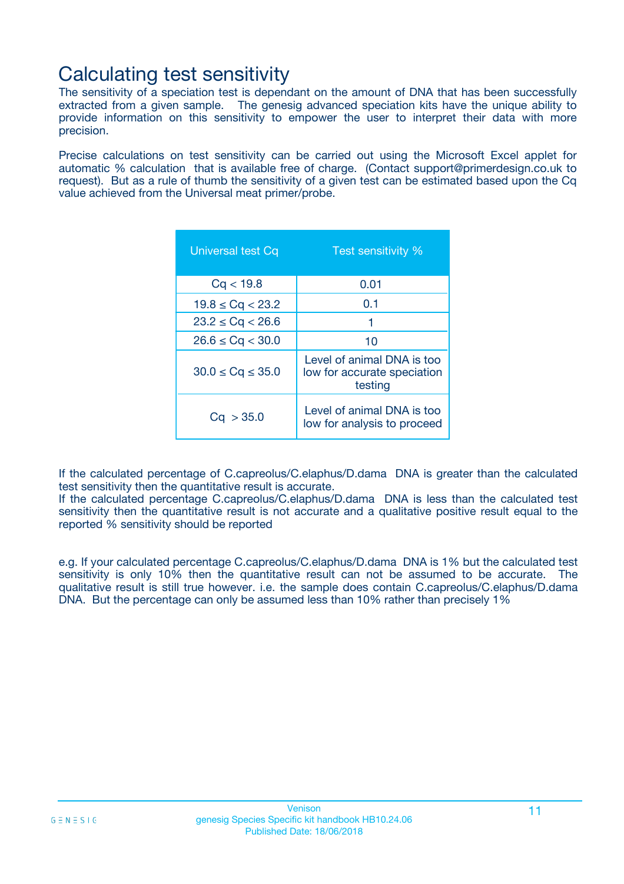# Calculating test sensitivity

The sensitivity of a speciation test is dependant on the amount of DNA that has been successfully extracted from a given sample. The genesig advanced speciation kits have the unique ability to provide information on this sensitivity to empower the user to interpret their data with more precision.

Precise calculations on test sensitivity can be carried out using the Microsoft Excel applet for automatic % calculation that is available free of charge. (Contact support@primerdesign.co.uk to request). But as a rule of thumb the sensitivity of a given test can be estimated based upon the Cq value achieved from the Universal meat primer/probe.

| Universal test Cq | Test sensitivity % |
|---|---|
| Cq < 19.8 | 0.01 |
| 19.8 ≤ Cq < 23.2 | 0.1 |
| 23.2 ≤ Cq < 26.6 | 1 |
| 26.6 ≤ Cq < 30.0 | 10 |
| 30.0 ≤ Cq ≤ 35.0 | Level of animal DNA is too low for accurate speciation testing |
| Cq > 35.0 | Level of animal DNA is too low for analysis to proceed |

If the calculated percentage of C.capreolus/C.elaphus/D.dama DNA is greater than the calculated test sensitivity then the quantitative result is accurate.
If the calculated percentage C.capreolus/C.elaphus/D.dama DNA is less than the calculated test sensitivity then the quantitative result is not accurate and a qualitative positive result equal to the reported % sensitivity should be reported

e.g. If your calculated percentage C.capreolus/C.elaphus/D.dama DNA is 1% but the calculated test sensitivity is only 10% then the quantitative result can not be assumed to be accurate. The qualitative result is still true however. i.e. the sample does contain C.capreolus/C.elaphus/D.dama DNA. But the percentage can only be assumed less than 10% rather than precisely 1%